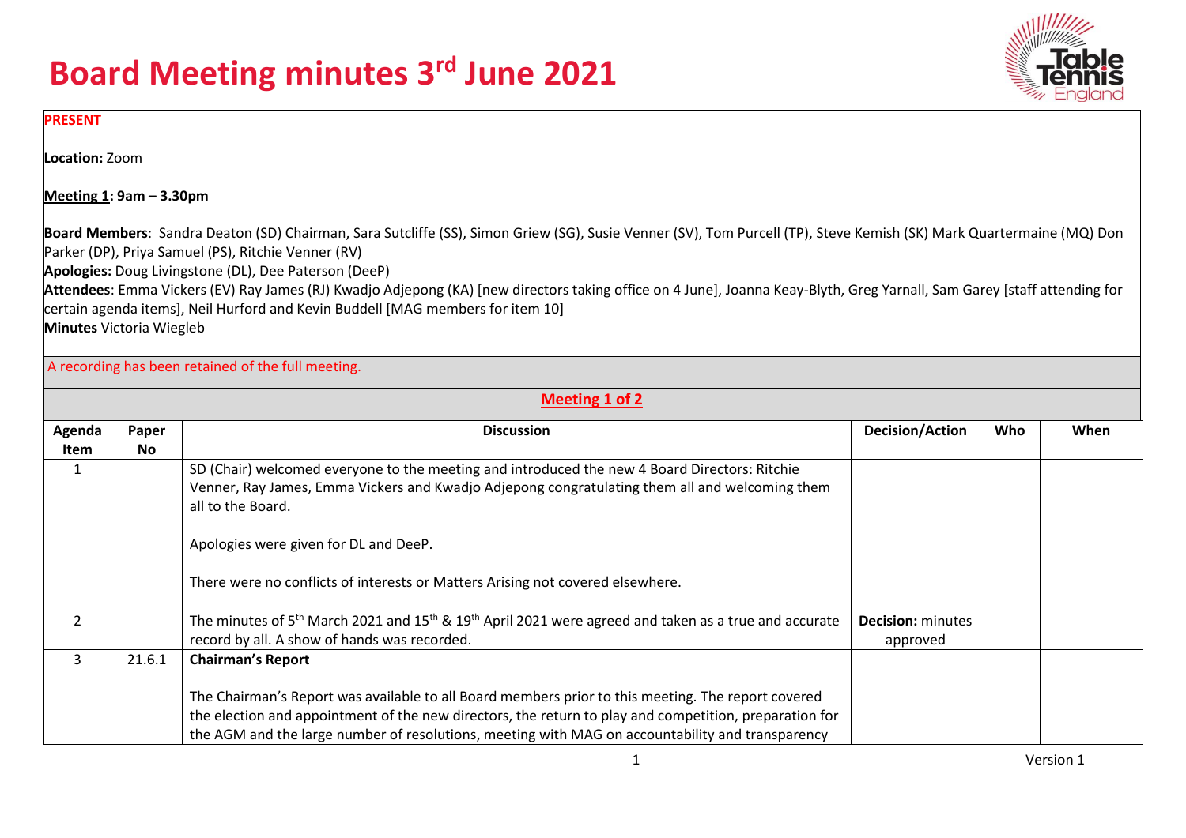# Board Meeting minutes 3rd June 2021

**PRESENT**

**Location:** Zoom

**Meeting 1: 9am – 3.30pm**

**Board Members**: Sandra Deaton (SD) Chairman, Sara Sutcliffe (SS), Simon Griew (SG), Susie Venner (SV), Tom Purcell (TP), Steve Kemish (SK) Mark Quartermaine (MQ) Don Parker (DP), Priya Samuel (PS), Ritchie Venner (RV)
**Apologies:** Doug Livingstone (DL), Dee Paterson (DeeP)
**Attendees**: Emma Vickers (EV) Ray James (RJ) Kwadjo Adjepong (KA) [new directors taking office on 4 June], Joanna Keay-Blyth, Greg Yarnall, Sam Garey [staff attending for certain agenda items], Neil Hurford and Kevin Buddell [MAG members for item 10]
**Minutes** Victoria Wiegleb

A recording has been retained of the full meeting.

**Meeting 1 of 2**

| Agenda Item | Paper No | Discussion | Decision/Action | Who | When |
|---|---|---|---|---|---|
| 1 | | SD (Chair) welcomed everyone to the meeting and introduced the new 4 Board Directors: Ritchie Venner, Ray James, Emma Vickers and Kwadjo Adjepong congratulating them all and welcoming them all to the Board.<br><br>Apologies were given for DL and DeeP.<br><br>There were no conflicts of interests or Matters Arising not covered elsewhere. | | | |
| 2 | | The minutes of 5th March 2021 and 15th & 19th April 2021 were agreed and taken as a true and accurate record by all. A show of hands was recorded. | **Decision:** minutes approved | | |
| 3 | 21.6.1 | **Chairman's Report**<br><br>The Chairman's Report was available to all Board members prior to this meeting. The report covered the election and appointment of the new directors, the return to play and competition, preparation for the AGM and the large number of resolutions, meeting with MAG on accountability and transparency | | | |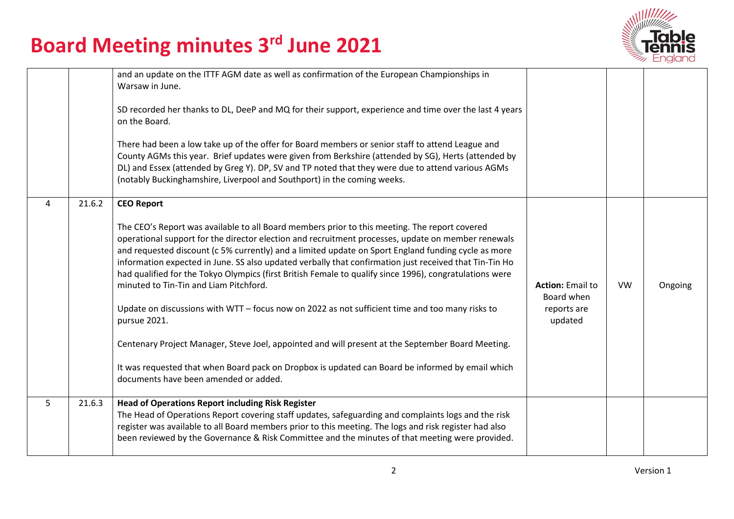# Board Meeting minutes 3rd June 2021

| | | | | | |
|---|---|---|---|---|---|
| | | and an update on the ITTF AGM date as well as confirmation of the European Championships in Warsaw in June.<br><br>SD recorded her thanks to DL, DeeP and MQ for their support, experience and time over the last 4 years on the Board.<br><br>There had been a low take up of the offer for Board members or senior staff to attend League and County AGMs this year. Brief updates were given from Berkshire (attended by SG), Herts (attended by DL) and Essex (attended by Greg Y). DP, SV and TP noted that they were due to attend various AGMs (notably Buckinghamshire, Liverpool and Southport) in the coming weeks. | | | |
| 4 | 21.6.2 | **CEO Report**<br><br>The CEO's Report was available to all Board members prior to this meeting. The report covered operational support for the director election and recruitment processes, update on member renewals and requested discount (c 5% currently) and a limited update on Sport England funding cycle as more information expected in June. SS also updated verbally that confirmation just received that Tin-Tin Ho had qualified for the Tokyo Olympics (first British Female to qualify since 1996), congratulations were minuted to Tin-Tin and Liam Pitchford.<br><br>Update on discussions with WTT – focus now on 2022 as not sufficient time and too many risks to pursue 2021.<br><br>Centenary Project Manager, Steve Joel, appointed and will present at the September Board Meeting.<br><br>It was requested that when Board pack on Dropbox is updated can Board be informed by email which documents have been amended or added. | **Action:** Email to Board when reports are updated | VW | Ongoing |
| 5 | 21.6.3 | **Head of Operations Report including Risk Register**<br>The Head of Operations Report covering staff updates, safeguarding and complaints logs and the risk register was available to all Board members prior to this meeting. The logs and risk register had also been reviewed by the Governance & Risk Committee and the minutes of that meeting were provided. | | | |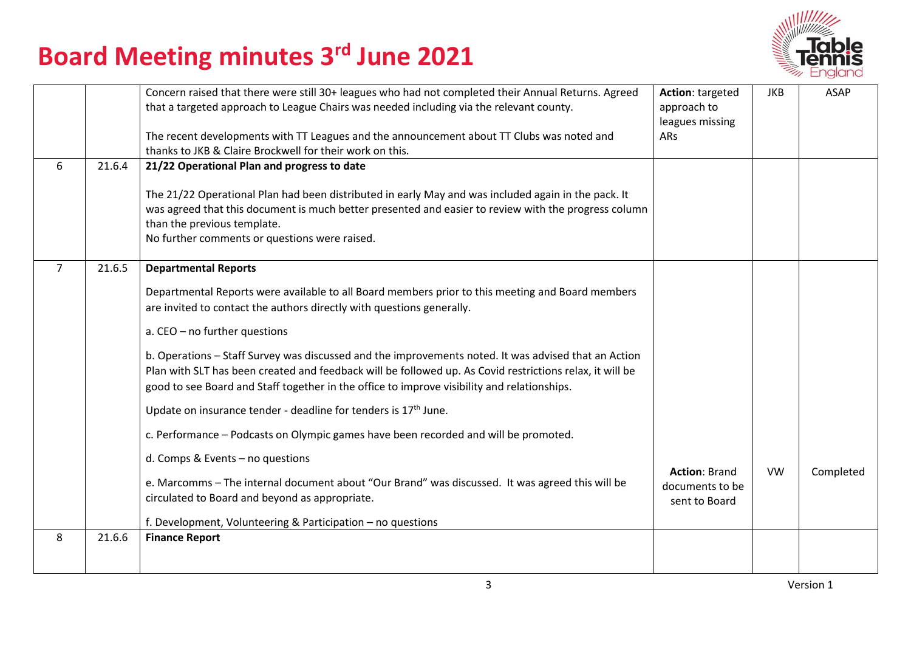# Board Meeting minutes 3rd June 2021

| | | | | | |
|---|---|---|---|---|---|
| | | Concern raised that there were still 30+ leagues who had not completed their Annual Returns. Agreed that a targeted approach to League Chairs was needed including via the relevant county.<br><br>The recent developments with TT Leagues and the announcement about TT Clubs was noted and thanks to JKB & Claire Brockwell for their work on this. | **Action**: targeted approach to leagues missing ARs | JKB | ASAP |
| 6 | 21.6.4 | **21/22 Operational Plan and progress to date**<br><br>The 21/22 Operational Plan had been distributed in early May and was included again in the pack. It was agreed that this document is much better presented and easier to review with the progress column than the previous template.<br>No further comments or questions were raised. | | | |
| 7 | 21.6.5 | **Departmental Reports**<br><br>Departmental Reports were available to all Board members prior to this meeting and Board members are invited to contact the authors directly with questions generally.<br><br>a. CEO – no further questions<br><br>b. Operations – Staff Survey was discussed and the improvements noted. It was advised that an Action Plan with SLT has been created and feedback will be followed up. As Covid restrictions relax, it will be good to see Board and Staff together in the office to improve visibility and relationships.<br><br>Update on insurance tender - deadline for tenders is 17th June.<br><br>c. Performance – Podcasts on Olympic games have been recorded and will be promoted.<br><br>d. Comps & Events – no questions<br><br>e. Marcomms – The internal document about "Our Brand" was discussed. It was agreed this will be circulated to Board and beyond as appropriate.<br><br>f. Development, Volunteering & Participation – no questions | **Action**: Brand documents to be sent to Board | VW | Completed |
| 8 | 21.6.6 | **Finance Report** | | | |

Version 1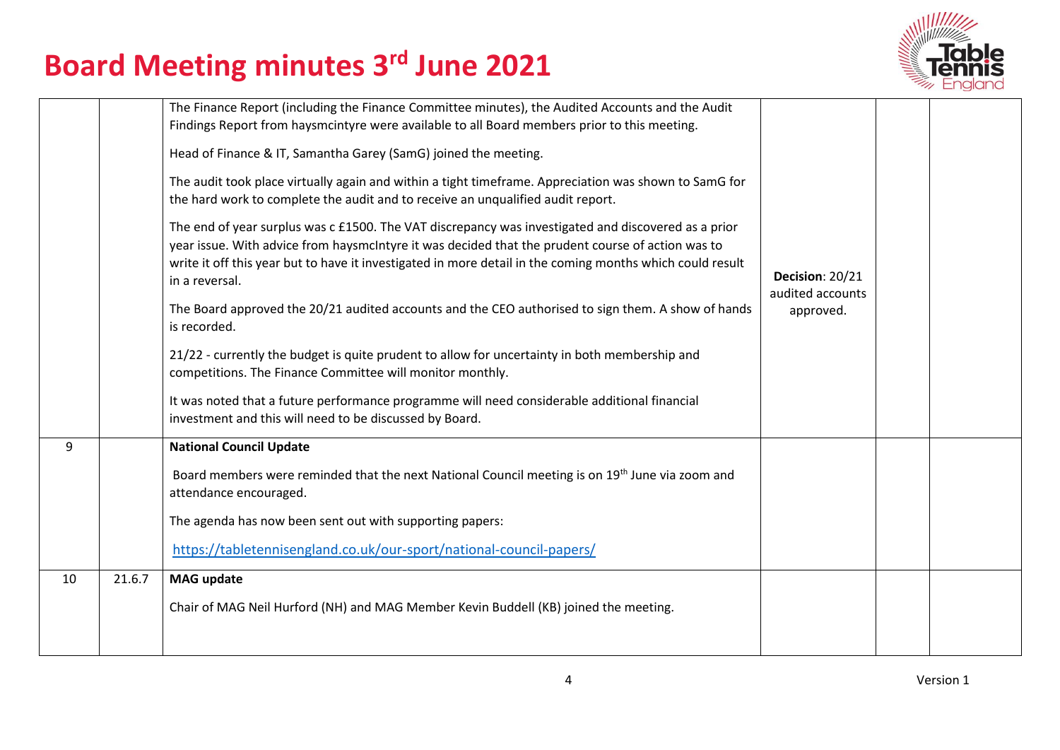# Board Meeting minutes 3rd June 2021

| | | | | | |
|---|---|---|---|---|---|
| | | The Finance Report (including the Finance Committee minutes), the Audited Accounts and the Audit Findings Report from haysmcintyre were available to all Board members prior to this meeting.<br><br>Head of Finance & IT, Samantha Garey (SamG) joined the meeting.<br><br>The audit took place virtually again and within a tight timeframe. Appreciation was shown to SamG for the hard work to complete the audit and to receive an unqualified audit report.<br><br>The end of year surplus was c £1500. The VAT discrepancy was investigated and discovered as a prior year issue. With advice from haysmcIntyre it was decided that the prudent course of action was to write it off this year but to have it investigated in more detail in the coming months which could result in a reversal.<br><br>The Board approved the 20/21 audited accounts and the CEO authorised to sign them. A show of hands is recorded.<br><br>21/22 - currently the budget is quite prudent to allow for uncertainty in both membership and competitions. The Finance Committee will monitor monthly.<br><br>It was noted that a future performance programme will need considerable additional financial investment and this will need to be discussed by Board. | **Decision**: 20/21 audited accounts approved. | | |
| 9 | | **National Council Update**<br><br>Board members were reminded that the next National Council meeting is on 19th June via zoom and attendance encouraged.<br><br>The agenda has now been sent out with supporting papers:<br><br>https://tabletennisengland.co.uk/our-sport/national-council-papers/ | | | |
| 10 | 21.6.7 | **MAG update**<br><br>Chair of MAG Neil Hurford (NH) and MAG Member Kevin Buddell (KB) joined the meeting. | | | |

Version 1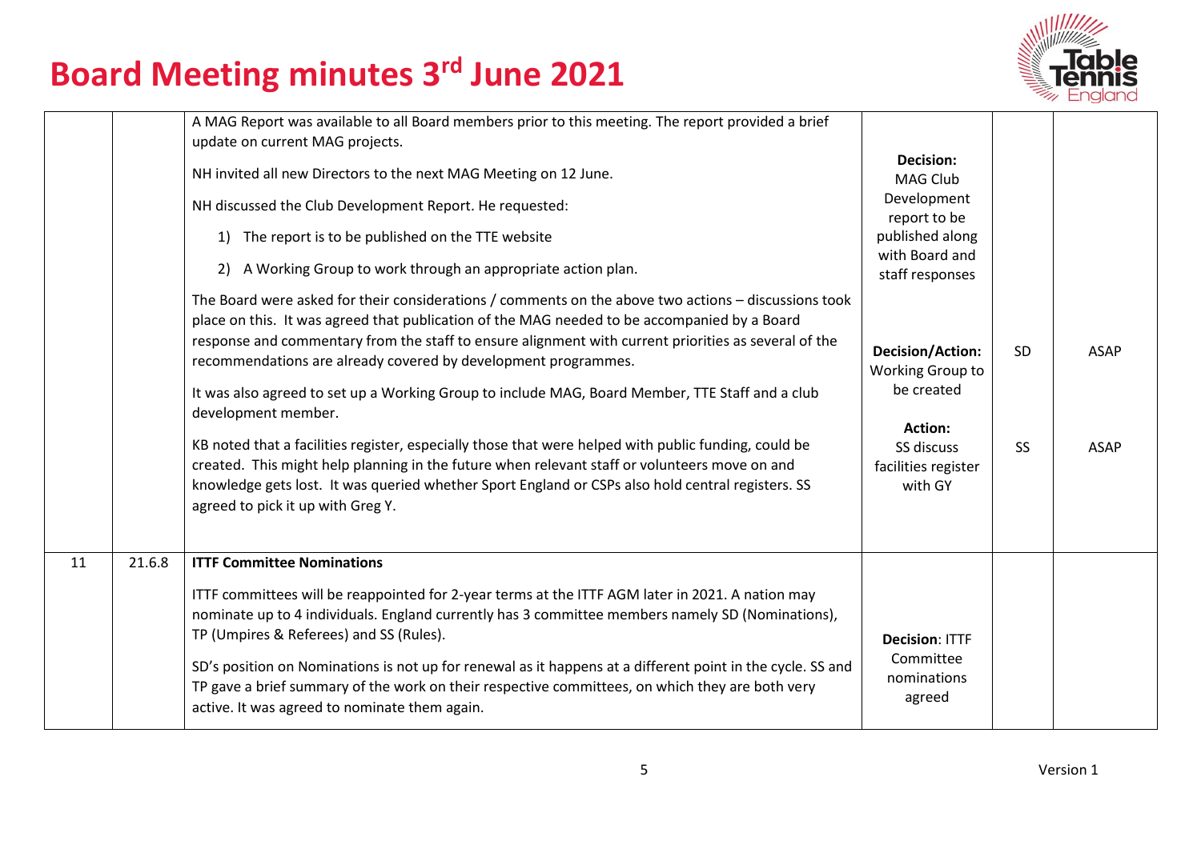# Board Meeting minutes 3rd June 2021

| | | | | | |
|---|---|---|---|---|---|
| | | A MAG Report was available to all Board members prior to this meeting. The report provided a brief update on current MAG projects.<br><br>NH invited all new Directors to the next MAG Meeting on 12 June.<br><br>NH discussed the Club Development Report. He requested:<br><br>1) The report is to be published on the TTE website<br><br>2) A Working Group to work through an appropriate action plan.<br><br>The Board were asked for their considerations / comments on the above two actions – discussions took place on this. It was agreed that publication of the MAG needed to be accompanied by a Board response and commentary from the staff to ensure alignment with current priorities as several of the recommendations are already covered by development programmes.<br><br>It was also agreed to set up a Working Group to include MAG, Board Member, TTE Staff and a club development member.<br><br>KB noted that a facilities register, especially those that were helped with public funding, could be created. This might help planning in the future when relevant staff or volunteers move on and knowledge gets lost. It was queried whether Sport England or CSPs also hold central registers. SS agreed to pick it up with Greg Y. | **Decision:** MAG Club Development report to be published along with Board and staff responses<br><br>**Decision/Action:** Working Group to be created<br><br>**Action:** SS discuss facilities register with GY | <br><br><br><br><br><br>SD<br><br><br><br>SS | <br><br><br><br><br><br>ASAP<br><br><br><br>ASAP |
| 11 | 21.6.8 | **ITTF Committee Nominations**<br><br>ITTF committees will be reappointed for 2-year terms at the ITTF AGM later in 2021. A nation may nominate up to 4 individuals. England currently has 3 committee members namely SD (Nominations), TP (Umpires & Referees) and SS (Rules).<br><br>SD's position on Nominations is not up for renewal as it happens at a different point in the cycle. SS and TP gave a brief summary of the work on their respective committees, on which they are both very active. It was agreed to nominate them again. | **Decision**: ITTF Committee nominations agreed | | |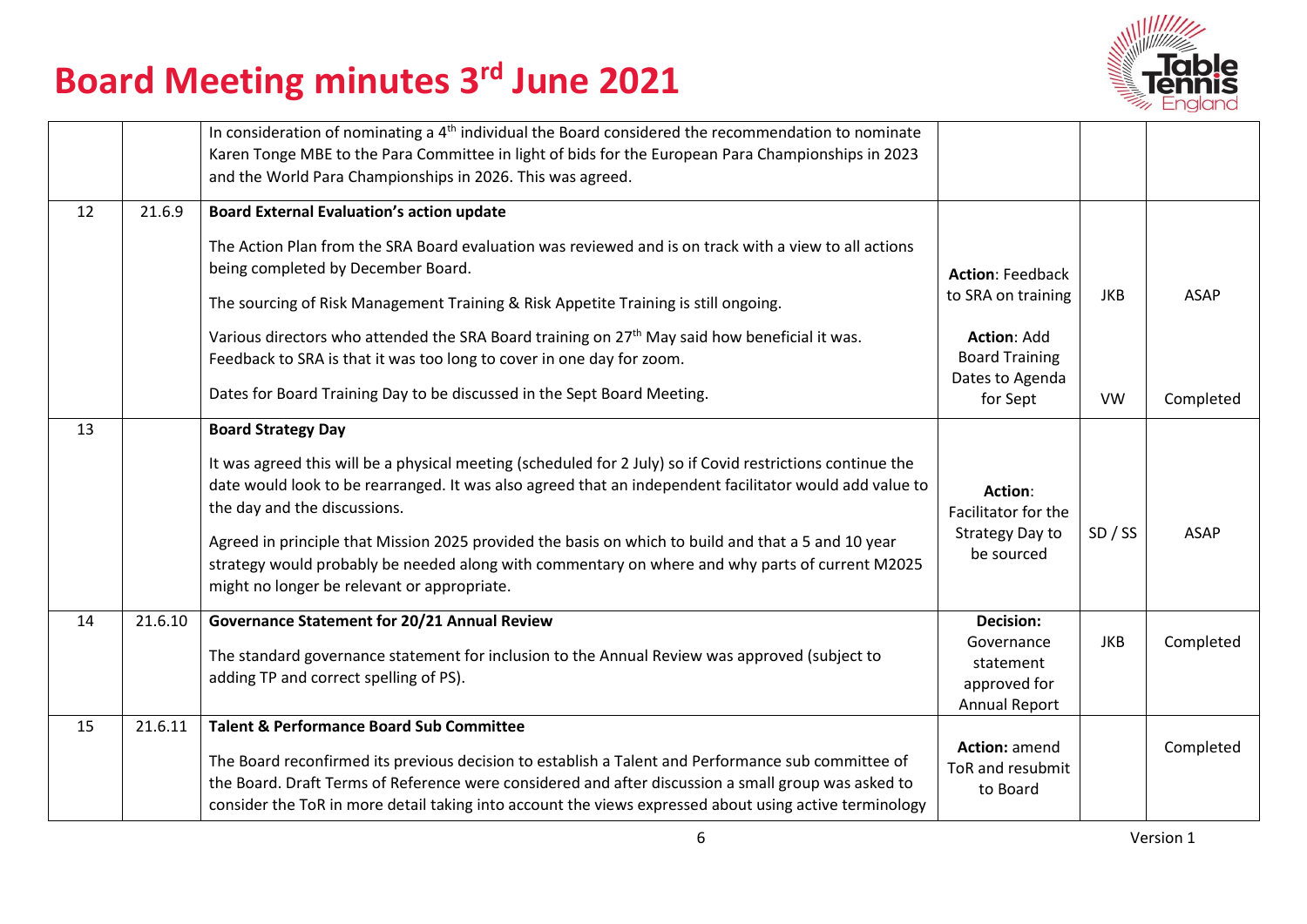# Board Meeting minutes 3rd June 2021

| | | | | | |
|---|---|---|---|---|---|
| | | In consideration of nominating a 4th individual the Board considered the recommendation to nominate Karen Tonge MBE to the Para Committee in light of bids for the European Para Championships in 2023 and the World Para Championships in 2026. This was agreed. | | | |
| 12 | 21.6.9 | **Board External Evaluation's action update**<br><br>The Action Plan from the SRA Board evaluation was reviewed and is on track with a view to all actions being completed by December Board.<br><br>The sourcing of Risk Management Training & Risk Appetite Training is still ongoing.<br><br>Various directors who attended the SRA Board training on 27th May said how beneficial it was. Feedback to SRA is that it was too long to cover in one day for zoom.<br><br>Dates for Board Training Day to be discussed in the Sept Board Meeting. | **Action**: Feedback to SRA on training<br><br>**Action**: Add Board Training Dates to Agenda for Sept | JKB<br><br>VW | ASAP<br><br>Completed |
| 13 | | **Board Strategy Day**<br><br>It was agreed this will be a physical meeting (scheduled for 2 July) so if Covid restrictions continue the date would look to be rearranged. It was also agreed that an independent facilitator would add value to the day and the discussions.<br><br>Agreed in principle that Mission 2025 provided the basis on which to build and that a 5 and 10 year strategy would probably be needed along with commentary on where and why parts of current M2025 might no longer be relevant or appropriate. | **Action**: Facilitator for the Strategy Day to be sourced | SD / SS | ASAP |
| 14 | 21.6.10 | **Governance Statement for 20/21 Annual Review**<br><br>The standard governance statement for inclusion to the Annual Review was approved (subject to adding TP and correct spelling of PS). | **Decision:** Governance statement approved for Annual Report | JKB | Completed |
| 15 | 21.6.11 | **Talent & Performance Board Sub Committee**<br><br>The Board reconfirmed its previous decision to establish a Talent and Performance sub committee of the Board. Draft Terms of Reference were considered and after discussion a small group was asked to consider the ToR in more detail taking into account the views expressed about using active terminology | **Action:** amend ToR and resubmit to Board | | Completed |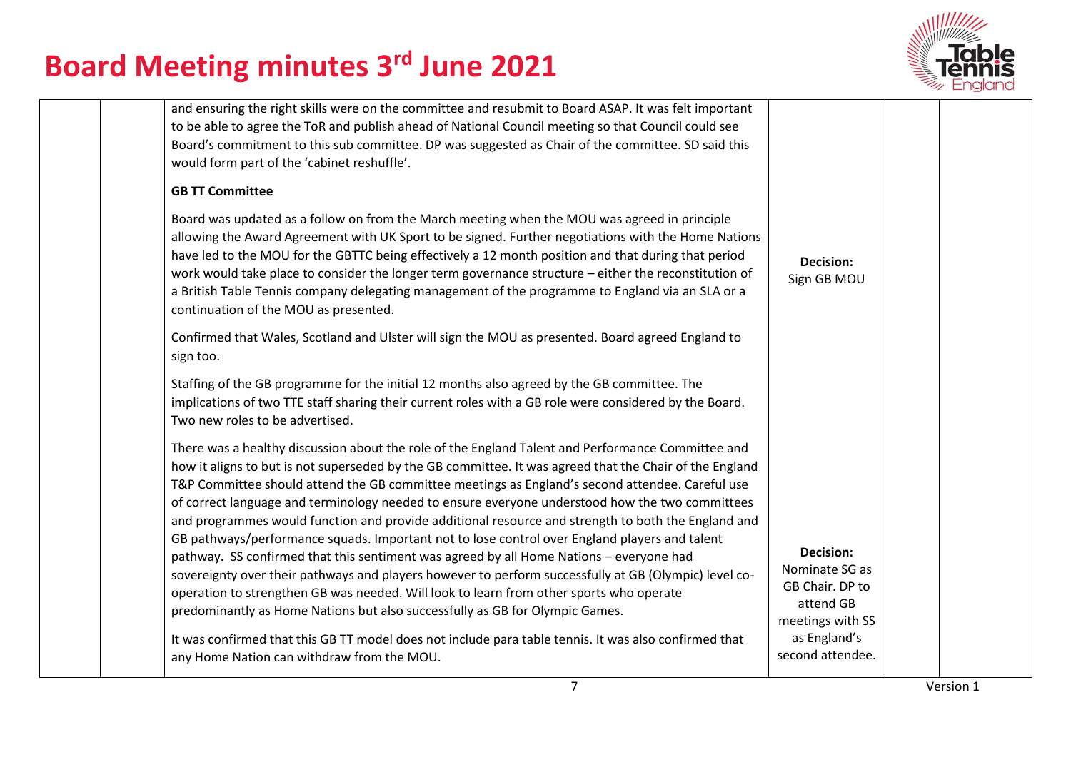| | | | | | |
|---|---|---|---|---|---|
| | | and ensuring the right skills were on the committee and resubmit to Board ASAP. It was felt important to be able to agree the ToR and publish ahead of National Council meeting so that Council could see Board's commitment to this sub committee. DP was suggested as Chair of the committee. SD said this would form part of the 'cabinet reshuffle'.<br><br>**GB TT Committee**<br><br>Board was updated as a follow on from the March meeting when the MOU was agreed in principle allowing the Award Agreement with UK Sport to be signed. Further negotiations with the Home Nations have led to the MOU for the GBTTC being effectively a 12 month position and that during that period work would take place to consider the longer term governance structure – either the reconstitution of a British Table Tennis company delegating management of the programme to England via an SLA or a continuation of the MOU as presented.<br><br>Confirmed that Wales, Scotland and Ulster will sign the MOU as presented. Board agreed England to sign too.<br><br>Staffing of the GB programme for the initial 12 months also agreed by the GB committee. The implications of two TTE staff sharing their current roles with a GB role were considered by the Board. Two new roles to be advertised.<br><br>There was a healthy discussion about the role of the England Talent and Performance Committee and how it aligns to but is not superseded by the GB committee. It was agreed that the Chair of the England T&P Committee should attend the GB committee meetings as England's second attendee. Careful use of correct language and terminology needed to ensure everyone understood how the two committees and programmes would function and provide additional resource and strength to both the England and GB pathways/performance squads. Important not to lose control over England players and talent pathway. SS confirmed that this sentiment was agreed by all Home Nations – everyone had sovereignty over their pathways and players however to perform successfully at GB (Olympic) level co-operation to strengthen GB was needed. Will look to learn from other sports who operate predominantly as Home Nations but also successfully as GB for Olympic Games.<br><br>It was confirmed that this GB TT model does not include para table tennis. It was also confirmed that any Home Nation can withdraw from the MOU. | **Decision:** Sign GB MOU<br><br>**Decision:** Nominate SG as GB Chair. DP to attend GB meetings with SS as England's second attendee. | | |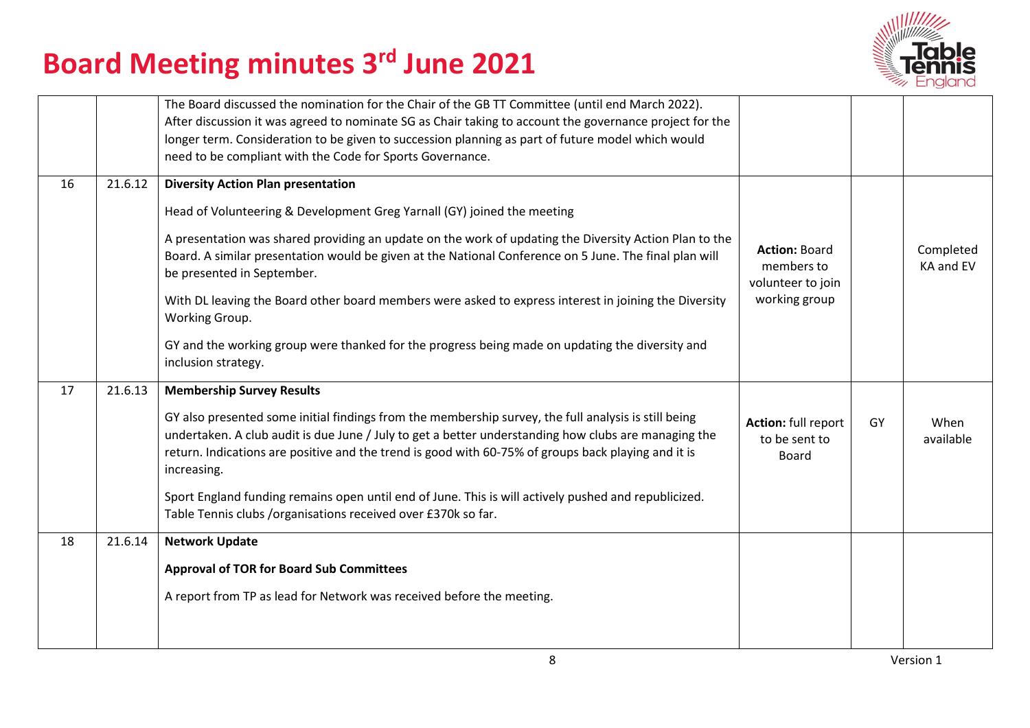# Board Meeting minutes 3rd June 2021

| | | | | | |
|---|---|---|---|---|---|
| | | The Board discussed the nomination for the Chair of the GB TT Committee (until end March 2022). After discussion it was agreed to nominate SG as Chair taking to account the governance project for the longer term. Consideration to be given to succession planning as part of future model which would need to be compliant with the Code for Sports Governance. | | | |
| 16 | 21.6.12 | **Diversity Action Plan presentation**<br><br>Head of Volunteering & Development Greg Yarnall (GY) joined the meeting<br><br>A presentation was shared providing an update on the work of updating the Diversity Action Plan to the Board. A similar presentation would be given at the National Conference on 5 June. The final plan will be presented in September.<br><br>With DL leaving the Board other board members were asked to express interest in joining the Diversity Working Group.<br><br>GY and the working group were thanked for the progress being made on updating the diversity and inclusion strategy. | **Action:** Board members to volunteer to join working group | | Completed KA and EV |
| 17 | 21.6.13 | **Membership Survey Results**<br><br>GY also presented some initial findings from the membership survey, the full analysis is still being undertaken. A club audit is due June / July to get a better understanding how clubs are managing the return. Indications are positive and the trend is good with 60-75% of groups back playing and it is increasing.<br><br>Sport England funding remains open until end of June. This is will actively pushed and republicized. Table Tennis clubs /organisations received over £370k so far. | **Action:** full report to be sent to Board | GY | When available |
| 18 | 21.6.14 | **Network Update**<br><br>**Approval of TOR for Board Sub Committees**<br><br>A report from TP as lead for Network was received before the meeting. | | | |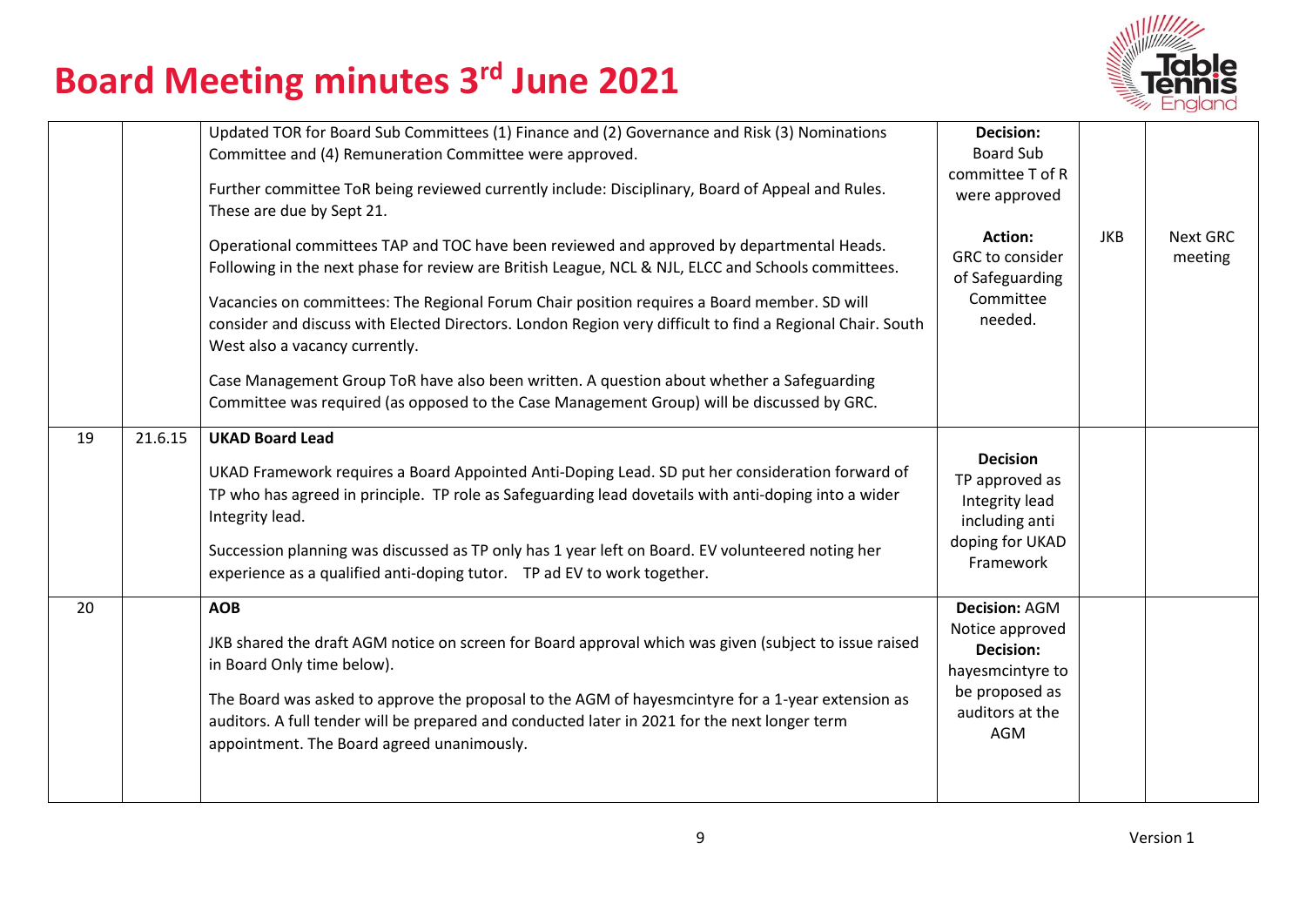# Board Meeting minutes 3rd June 2021

| | | | | | |
|---|---|---|---|---|---|
| | | Updated TOR for Board Sub Committees (1) Finance and (2) Governance and Risk (3) Nominations Committee and (4) Remuneration Committee were approved.<br><br>Further committee ToR being reviewed currently include: Disciplinary, Board of Appeal and Rules. These are due by Sept 21.<br><br>Operational committees TAP and TOC have been reviewed and approved by departmental Heads. Following in the next phase for review are British League, NCL & NJL, ELCC and Schools committees.<br><br>Vacancies on committees: The Regional Forum Chair position requires a Board member. SD will consider and discuss with Elected Directors. London Region very difficult to find a Regional Chair. South West also a vacancy currently.<br><br>Case Management Group ToR have also been written. A question about whether a Safeguarding Committee was required (as opposed to the Case Management Group) will be discussed by GRC. | **Decision:** Board Sub committee T of R were approved<br><br>**Action:** GRC to consider of Safeguarding Committee needed. | JKB | Next GRC meeting |
| 19 | 21.6.15 | **UKAD Board Lead**<br><br>UKAD Framework requires a Board Appointed Anti-Doping Lead. SD put her consideration forward of TP who has agreed in principle. TP role as Safeguarding lead dovetails with anti-doping into a wider Integrity lead.<br><br>Succession planning was discussed as TP only has 1 year left on Board. EV volunteered noting her experience as a qualified anti-doping tutor. TP ad EV to work together. | **Decision** TP approved as Integrity lead including anti doping for UKAD Framework | | |
| 20 | | **AOB**<br><br>JKB shared the draft AGM notice on screen for Board approval which was given (subject to issue raised in Board Only time below).<br><br>The Board was asked to approve the proposal to the AGM of hayesmcintyre for a 1-year extension as auditors. A full tender will be prepared and conducted later in 2021 for the next longer term appointment. The Board agreed unanimously. | **Decision:** AGM Notice approved **Decision:** hayesmcintyre to be proposed as auditors at the AGM | | |

Version 1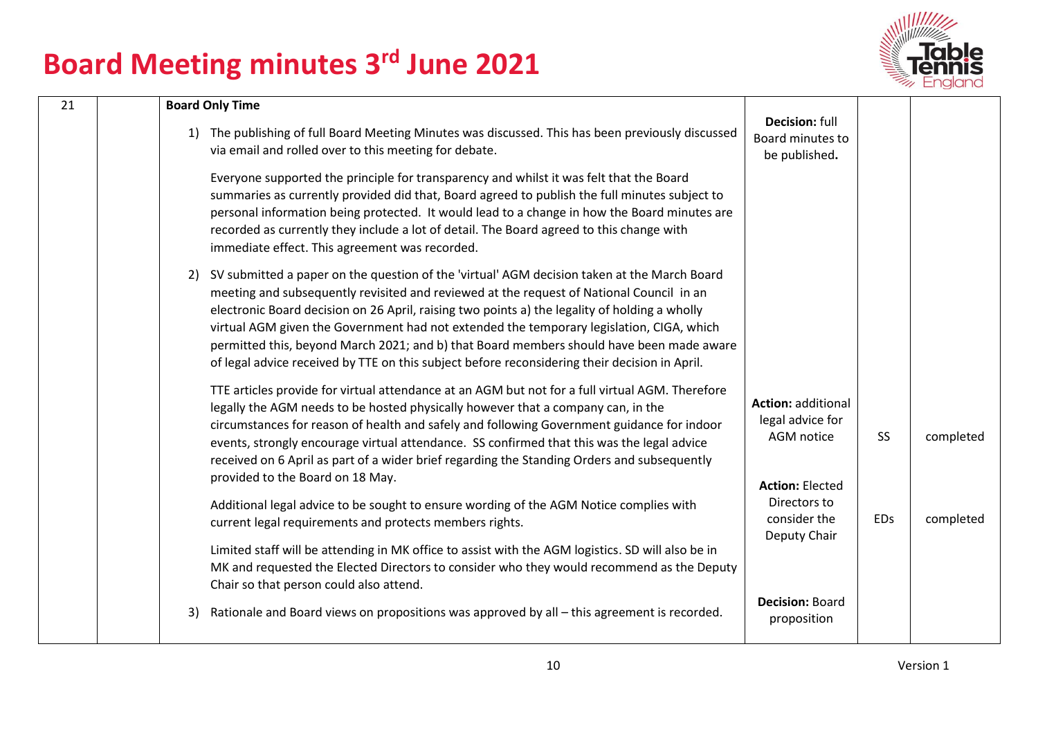# Board Meeting minutes 3rd June 2021

| | | | | | |
|---|---|---|---|---|---|
| 21 | | **Board Only Time**<br><br>1) The publishing of full Board Meeting Minutes was discussed. This has been previously discussed via email and rolled over to this meeting for debate.<br><br>Everyone supported the principle for transparency and whilst it was felt that the Board summaries as currently provided did that, Board agreed to publish the full minutes subject to personal information being protected. It would lead to a change in how the Board minutes are recorded as currently they include a lot of detail. The Board agreed to this change with immediate effect. This agreement was recorded. | **Decision:** full Board minutes to be published**.** | | |
| | | 2) SV submitted a paper on the question of the 'virtual' AGM decision taken at the March Board meeting and subsequently revisited and reviewed at the request of National Council in an electronic Board decision on 26 April, raising two points a) the legality of holding a wholly virtual AGM given the Government had not extended the temporary legislation, CIGA, which permitted this, beyond March 2021; and b) that Board members should have been made aware of legal advice received by TTE on this subject before reconsidering their decision in April.<br><br>TTE articles provide for virtual attendance at an AGM but not for a full virtual AGM. Therefore legally the AGM needs to be hosted physically however that a company can, in the circumstances for reason of health and safely and following Government guidance for indoor events, strongly encourage virtual attendance. SS confirmed that this was the legal advice received on 6 April as part of a wider brief regarding the Standing Orders and subsequently provided to the Board on 18 May. | **Action:** additional legal advice for AGM notice | SS | completed |
| | | Additional legal advice to be sought to ensure wording of the AGM Notice complies with current legal requirements and protects members rights.<br><br>Limited staff will be attending in MK office to assist with the AGM logistics. SD will also be in MK and requested the Elected Directors to consider who they would recommend as the Deputy Chair so that person could also attend. | **Action:** Elected Directors to consider the Deputy Chair | EDs | completed |
| | | 3) Rationale and Board views on propositions was approved by all – this agreement is recorded. | **Decision:** Board proposition | | |

Version 1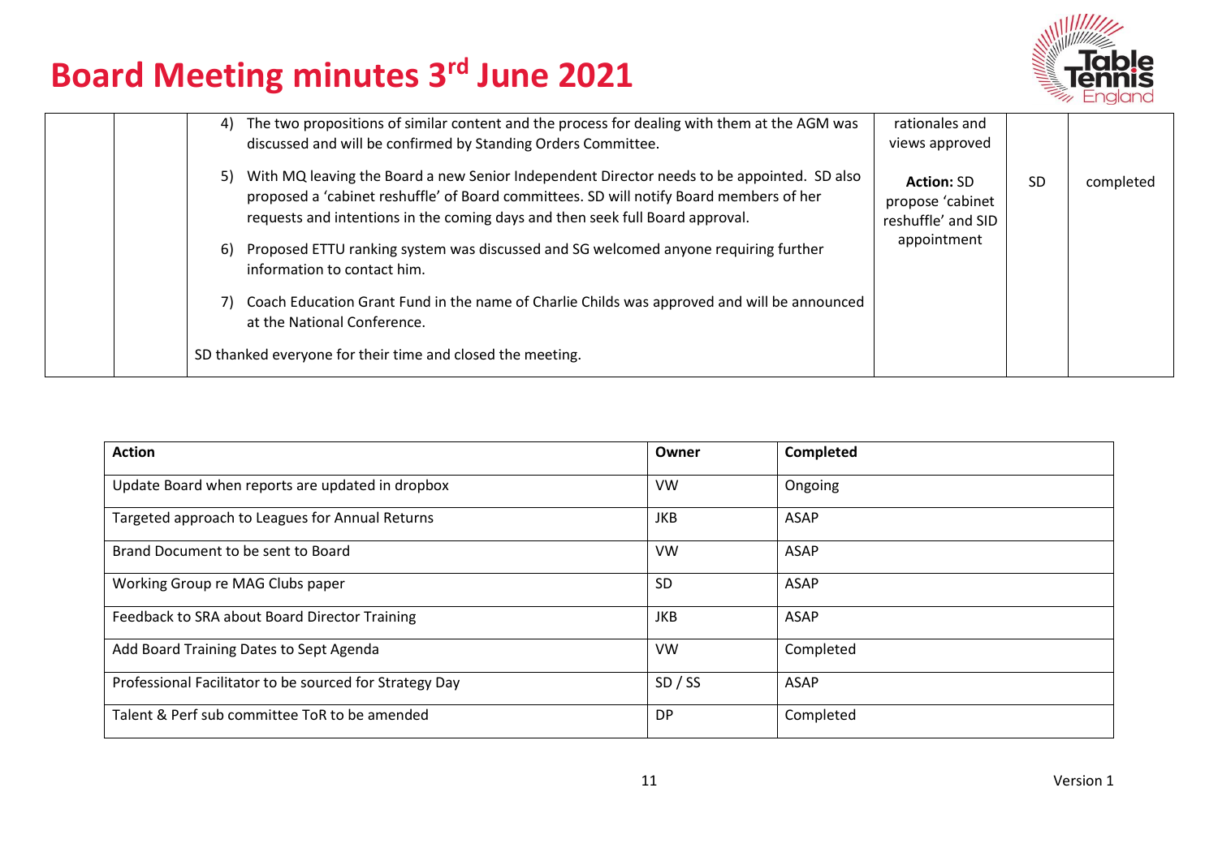# Board Meeting minutes 3rd June 2021

| | | | | | |
|---|---|---|---|---|---|
| | | 4) The two propositions of similar content and the process for dealing with them at the AGM was discussed and will be confirmed by Standing Orders Committee.<br><br>5) With MQ leaving the Board a new Senior Independent Director needs to be appointed. SD also proposed a 'cabinet reshuffle' of Board committees. SD will notify Board members of her requests and intentions in the coming days and then seek full Board approval.<br><br>6) Proposed ETTU ranking system was discussed and SG welcomed anyone requiring further information to contact him.<br><br>7) Coach Education Grant Fund in the name of Charlie Childs was approved and will be announced at the National Conference.<br><br>SD thanked everyone for their time and closed the meeting. | rationales and views approved<br><br>**Action:** SD propose 'cabinet reshuffle' and SID appointment | SD | completed |

| Action | Owner | Completed |
|---|---|---|
| Update Board when reports are updated in dropbox | VW | Ongoing |
| Targeted approach to Leagues for Annual Returns | JKB | ASAP |
| Brand Document to be sent to Board | VW | ASAP |
| Working Group re MAG Clubs paper | SD | ASAP |
| Feedback to SRA about Board Director Training | JKB | ASAP |
| Add Board Training Dates to Sept Agenda | VW | Completed |
| Professional Facilitator to be sourced for Strategy Day | SD / SS | ASAP |
| Talent & Perf sub committee ToR to be amended | DP | Completed |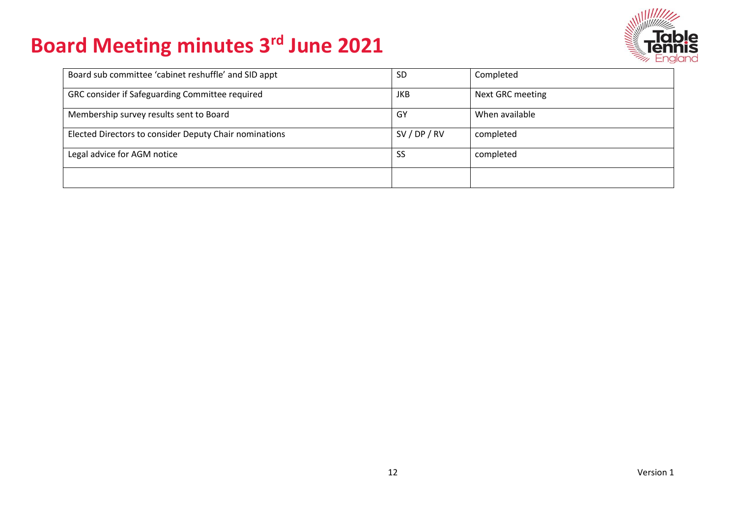# Board Meeting minutes 3rd June 2021

| | | |
|---|---|---|
| Board sub committee 'cabinet reshuffle' and SID appt | SD | Completed |
| GRC consider if Safeguarding Committee required | JKB | Next GRC meeting |
| Membership survey results sent to Board | GY | When available |
| Elected Directors to consider Deputy Chair nominations | SV / DP / RV | completed |
| Legal advice for AGM notice | SS | completed |
| | | |

Version 1